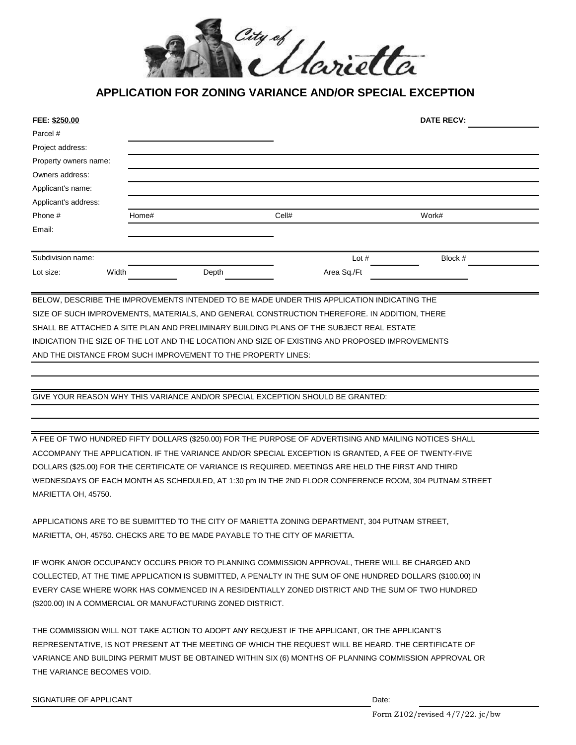City of Marietta

# APPLICATION FOR ZONING VARIANCE AND/OR SPECIAL EXCEPTION

**FEE: $250.00** **DATE RECV:** ______________

Parcel # ______________

Project address: ______________

Property owners name: ______________

Owners address: ______________

Applicant's name: ______________

Applicant's address: ______________

Phone # Home# ______________ Cell# ______________ Work# ______________

Email: ______________

Subdivision name: ______________ Lot # ______________ Block # ______________

Lot size: Width ______________ Depth ______________ Area Sq./Ft ______________

BELOW, DESCRIBE THE IMPROVEMENTS INTENDED TO BE MADE UNDER THIS APPLICATION INDICATING THE SIZE OF SUCH IMPROVEMENTS, MATERIALS, AND GENERAL CONSTRUCTION THEREFORE. IN ADDITION, THERE SHALL BE ATTACHED A SITE PLAN AND PRELIMINARY BUILDING PLANS OF THE SUBJECT REAL ESTATE INDICATION THE SIZE OF THE LOT AND THE LOCATION AND SIZE OF EXISTING AND PROPOSED IMPROVEMENTS AND THE DISTANCE FROM SUCH IMPROVEMENT TO THE PROPERTY LINES:

______________

______________

GIVE YOUR REASON WHY THIS VARIANCE AND/OR SPECIAL EXCEPTION SHOULD BE GRANTED:

______________

______________

A FEE OF TWO HUNDRED FIFTY DOLLARS ($250.00) FOR THE PURPOSE OF ADVERTISING AND MAILING NOTICES SHALL ACCOMPANY THE APPLICATION. IF THE VARIANCE AND/OR SPECIAL EXCEPTION IS GRANTED, A FEE OF TWENTY-FIVE DOLLARS ($25.00) FOR THE CERTIFICATE OF VARIANCE IS REQUIRED. MEETINGS ARE HELD THE FIRST AND THIRD WEDNESDAYS OF EACH MONTH AS SCHEDULED, AT 1:30 pm IN THE 2ND FLOOR CONFERENCE ROOM, 304 PUTNAM STREET MARIETTA OH, 45750.

APPLICATIONS ARE TO BE SUBMITTED TO THE CITY OF MARIETTA ZONING DEPARTMENT, 304 PUTNAM STREET, MARIETTA, OH, 45750. CHECKS ARE TO BE MADE PAYABLE TO THE CITY OF MARIETTA.

IF WORK AN/OR OCCUPANCY OCCURS PRIOR TO PLANNING COMMISSION APPROVAL, THERE WILL BE CHARGED AND COLLECTED, AT THE TIME APPLICATION IS SUBMITTED, A PENALTY IN THE SUM OF ONE HUNDRED DOLLARS ($100.00) IN EVERY CASE WHERE WORK HAS COMMENCED IN A RESIDENTIALLY ZONED DISTRICT AND THE SUM OF TWO HUNDRED ($200.00) IN A COMMERCIAL OR MANUFACTURING ZONED DISTRICT.

THE COMMISSION WILL NOT TAKE ACTION TO ADOPT ANY REQUEST IF THE APPLICANT, OR THE APPLICANT'S REPRESENTATIVE, IS NOT PRESENT AT THE MEETING OF WHICH THE REQUEST WILL BE HEARD. THE CERTIFICATE OF VARIANCE AND BUILDING PERMIT MUST BE OBTAINED WITHIN SIX (6) MONTHS OF PLANNING COMMISSION APPROVAL OR THE VARIANCE BECOMES VOID.

SIGNATURE OF APPLICANT ______________ Date: ______________

Form Z102/revised 4/7/22. jc/bw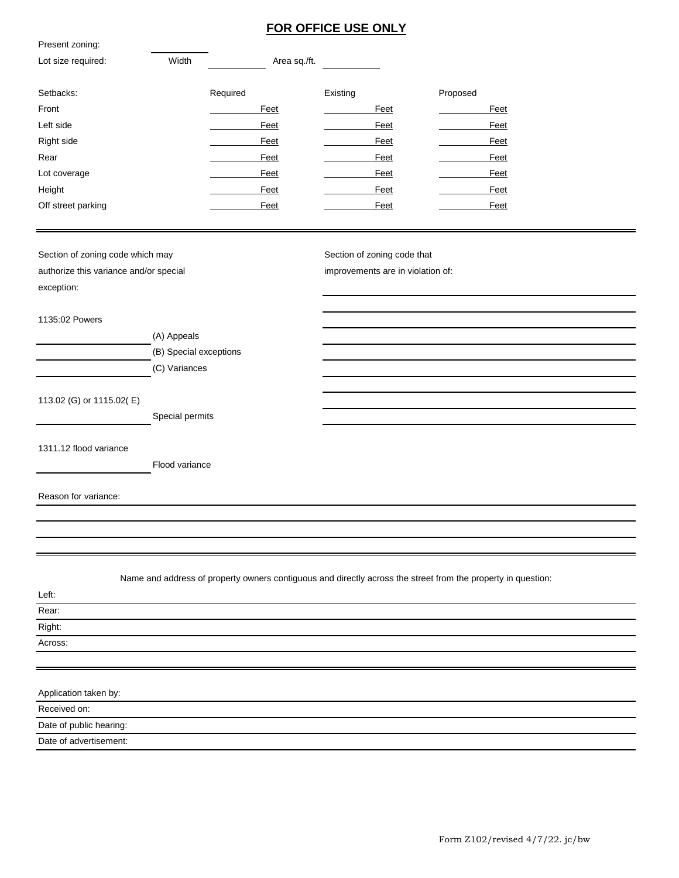## FOR OFFICE USE ONLY

Present zoning: ______

Lot size required: Width ______ Area sq./ft. ______

| Setbacks: | Required | Existing | Proposed |
| --- | --- | --- | --- |
| Front | ______ Feet | ______ Feet | ______ Feet |
| Left side | ______ Feet | ______ Feet | ______ Feet |
| Right side | ______ Feet | ______ Feet | ______ Feet |
| Rear | ______ Feet | ______ Feet | ______ Feet |
| Lot coverage | ______ Feet | ______ Feet | ______ Feet |
| Height | ______ Feet | ______ Feet | ______ Feet |
| Off street parking | ______ Feet | ______ Feet | ______ Feet |

---

Section of zoning code which may authorize this variance and/or special exception:

1135:02 Powers

______ (A) Appeals

______ (B) Special exceptions

______ (C) Variances

113.02 (G) or 1115.02( E)

______ Special permits

1311.12 flood variance

______ Flood variance

Section of zoning code that improvements are in violation of:

______

Reason for variance:

______

---

Name and address of property owners contiguous and directly across the street from the property in question:

Left:

Rear:

Right:

Across:

---

Application taken by:

Received on:

Date of public hearing:

Date of advertisement:

Form Z102/revised 4/7/22. jc/bw